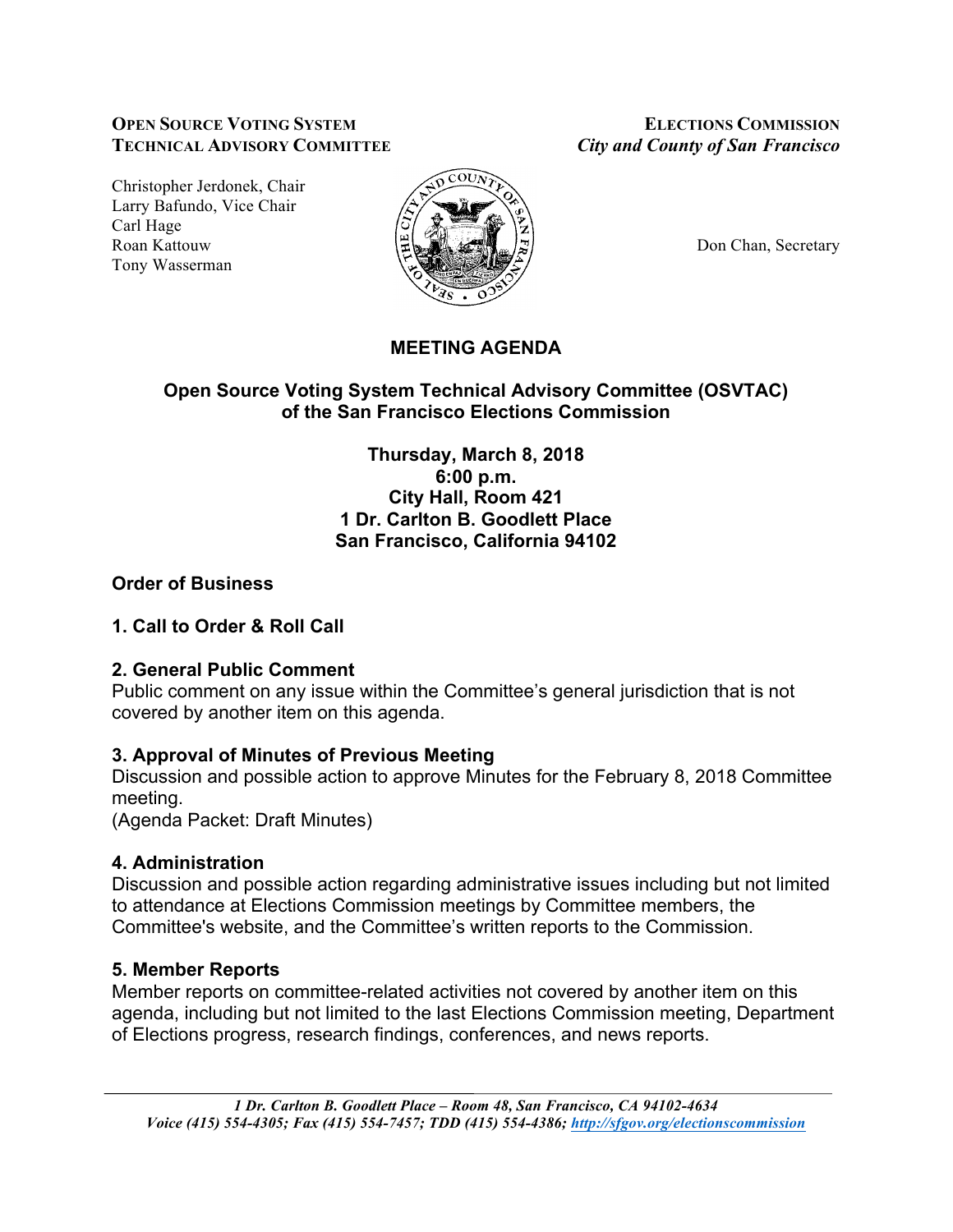**OPEN SOURCE VOTING SYSTEM TECHNICAL ADVISORY COMMITTEE**

**ELECTIONS COMMISSION**
*City and County of San Francisco*

Christopher Jerdonek, Chair
Larry Bafundo, Vice Chair
Carl Hage
Roan Kattouw
Tony Wasserman

Don Chan, Secretary

# MEETING AGENDA

## Open Source Voting System Technical Advisory Committee (OSVTAC) of the San Francisco Elections Commission

**Thursday, March 8, 2018**
**6:00 p.m.**
**City Hall, Room 421**
**1 Dr. Carlton B. Goodlett Place**
**San Francisco, California 94102**

### Order of Business

### 1. Call to Order & Roll Call

### 2. General Public Comment

Public comment on any issue within the Committee's general jurisdiction that is not covered by another item on this agenda.

### 3. Approval of Minutes of Previous Meeting

Discussion and possible action to approve Minutes for the February 8, 2018 Committee meeting.
(Agenda Packet: Draft Minutes)

### 4. Administration

Discussion and possible action regarding administrative issues including but not limited to attendance at Elections Commission meetings by Committee members, the Committee's website, and the Committee's written reports to the Commission.

### 5. Member Reports

Member reports on committee-related activities not covered by another item on this agenda, including but not limited to the last Elections Commission meeting, Department of Elections progress, research findings, conferences, and news reports.

*1 Dr. Carlton B. Goodlett Place – Room 48, San Francisco, CA 94102-4634*
*Voice (415) 554-4305; Fax (415) 554-7457; TDD (415) 554-4386; http://sfgov.org/electionscommission*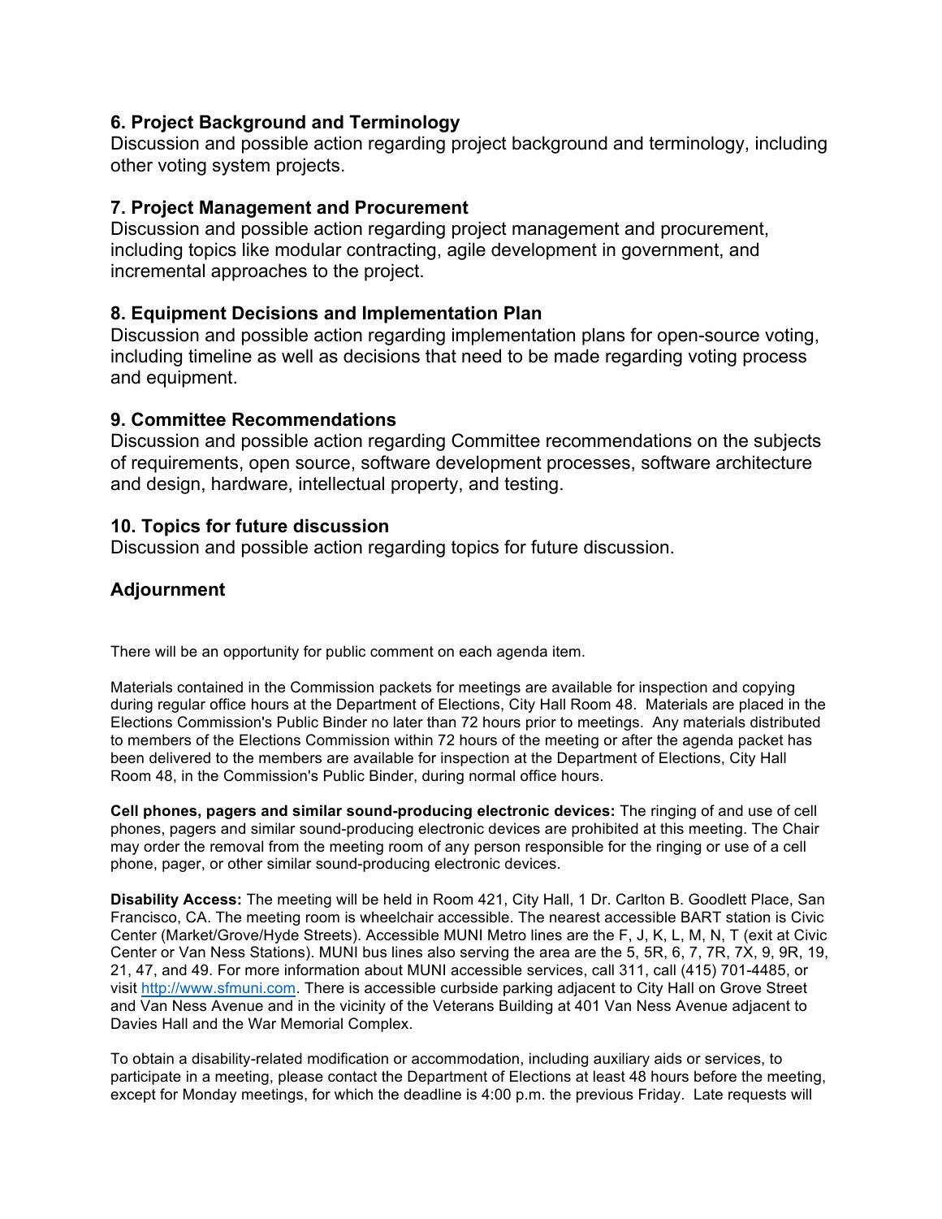### 6. Project Background and Terminology

Discussion and possible action regarding project background and terminology, including other voting system projects.

### 7. Project Management and Procurement

Discussion and possible action regarding project management and procurement, including topics like modular contracting, agile development in government, and incremental approaches to the project.

### 8. Equipment Decisions and Implementation Plan

Discussion and possible action regarding implementation plans for open-source voting, including timeline as well as decisions that need to be made regarding voting process and equipment.

### 9. Committee Recommendations

Discussion and possible action regarding Committee recommendations on the subjects of requirements, open source, software development processes, software architecture and design, hardware, intellectual property, and testing.

### 10. Topics for future discussion

Discussion and possible action regarding topics for future discussion.

### Adjournment

There will be an opportunity for public comment on each agenda item.

Materials contained in the Commission packets for meetings are available for inspection and copying during regular office hours at the Department of Elections, City Hall Room 48. Materials are placed in the Elections Commission's Public Binder no later than 72 hours prior to meetings. Any materials distributed to members of the Elections Commission within 72 hours of the meeting or after the agenda packet has been delivered to the members are available for inspection at the Department of Elections, City Hall Room 48, in the Commission's Public Binder, during normal office hours.

**Cell phones, pagers and similar sound-producing electronic devices:** The ringing of and use of cell phones, pagers and similar sound-producing electronic devices are prohibited at this meeting. The Chair may order the removal from the meeting room of any person responsible for the ringing or use of a cell phone, pager, or other similar sound-producing electronic devices.

**Disability Access:** The meeting will be held in Room 421, City Hall, 1 Dr. Carlton B. Goodlett Place, San Francisco, CA. The meeting room is wheelchair accessible. The nearest accessible BART station is Civic Center (Market/Grove/Hyde Streets). Accessible MUNI Metro lines are the F, J, K, L, M, N, T (exit at Civic Center or Van Ness Stations). MUNI bus lines also serving the area are the 5, 5R, 6, 7, 7R, 7X, 9, 9R, 19, 21, 47, and 49. For more information about MUNI accessible services, call 311, call (415) 701-4485, or visit [http://www.sfmuni.com](http://www.sfmuni.com). There is accessible curbside parking adjacent to City Hall on Grove Street and Van Ness Avenue and in the vicinity of the Veterans Building at 401 Van Ness Avenue adjacent to Davies Hall and the War Memorial Complex.

To obtain a disability-related modification or accommodation, including auxiliary aids or services, to participate in a meeting, please contact the Department of Elections at least 48 hours before the meeting, except for Monday meetings, for which the deadline is 4:00 p.m. the previous Friday. Late requests will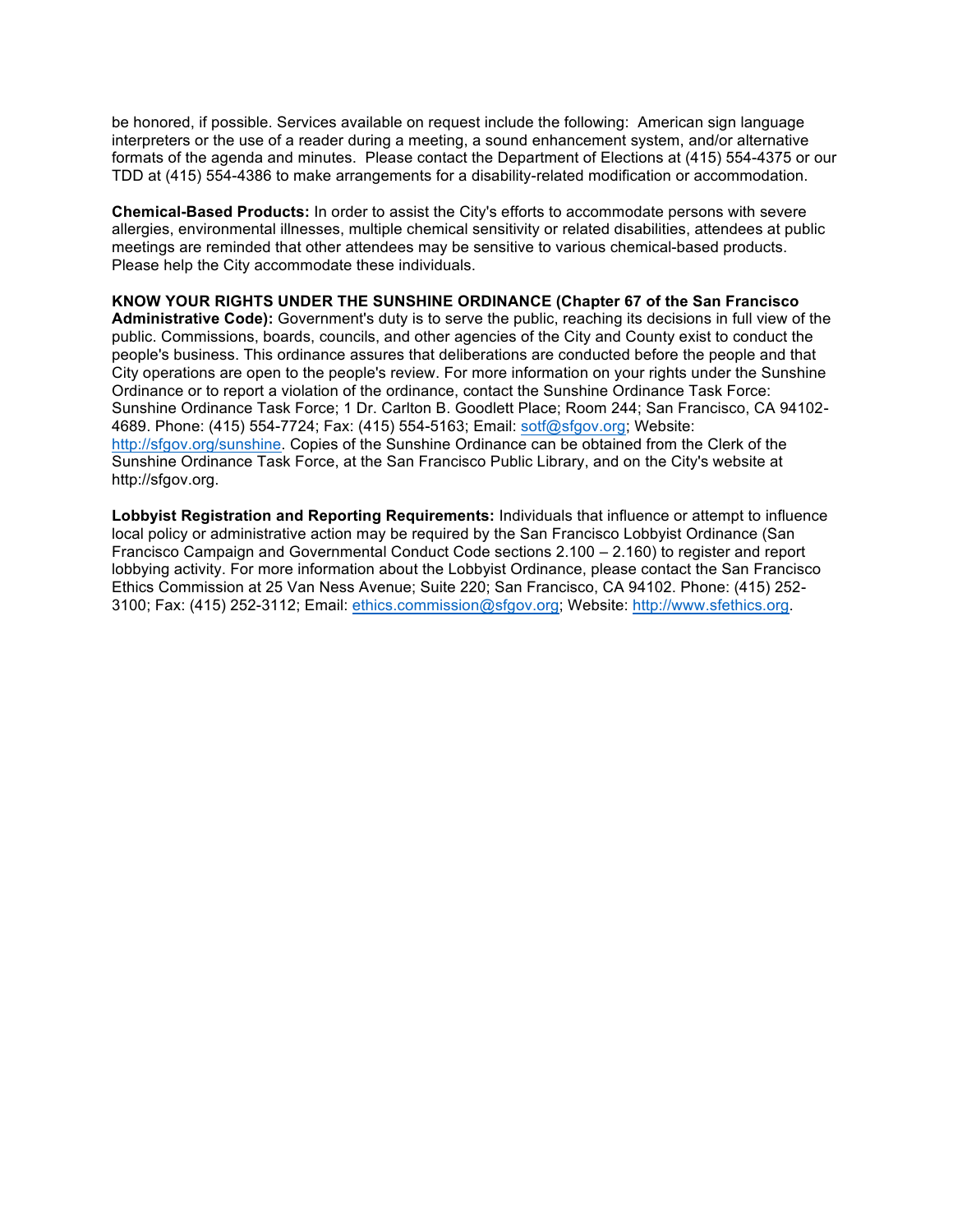be honored, if possible. Services available on request include the following: American sign language interpreters or the use of a reader during a meeting, a sound enhancement system, and/or alternative formats of the agenda and minutes. Please contact the Department of Elections at (415) 554-4375 or our TDD at (415) 554-4386 to make arrangements for a disability-related modification or accommodation.

**Chemical-Based Products:** In order to assist the City's efforts to accommodate persons with severe allergies, environmental illnesses, multiple chemical sensitivity or related disabilities, attendees at public meetings are reminded that other attendees may be sensitive to various chemical-based products. Please help the City accommodate these individuals.

**KNOW YOUR RIGHTS UNDER THE SUNSHINE ORDINANCE (Chapter 67 of the San Francisco Administrative Code):** Government's duty is to serve the public, reaching its decisions in full view of the public. Commissions, boards, councils, and other agencies of the City and County exist to conduct the people's business. This ordinance assures that deliberations are conducted before the people and that City operations are open to the people's review. For more information on your rights under the Sunshine Ordinance or to report a violation of the ordinance, contact the Sunshine Ordinance Task Force: Sunshine Ordinance Task Force; 1 Dr. Carlton B. Goodlett Place; Room 244; San Francisco, CA 94102-4689. Phone: (415) 554-7724; Fax: (415) 554-5163; Email: sotf@sfgov.org; Website: http://sfgov.org/sunshine. Copies of the Sunshine Ordinance can be obtained from the Clerk of the Sunshine Ordinance Task Force, at the San Francisco Public Library, and on the City's website at http://sfgov.org.

**Lobbyist Registration and Reporting Requirements:** Individuals that influence or attempt to influence local policy or administrative action may be required by the San Francisco Lobbyist Ordinance (San Francisco Campaign and Governmental Conduct Code sections 2.100 – 2.160) to register and report lobbying activity. For more information about the Lobbyist Ordinance, please contact the San Francisco Ethics Commission at 25 Van Ness Avenue; Suite 220; San Francisco, CA 94102. Phone: (415) 252-3100; Fax: (415) 252-3112; Email: ethics.commission@sfgov.org; Website: http://www.sfethics.org.